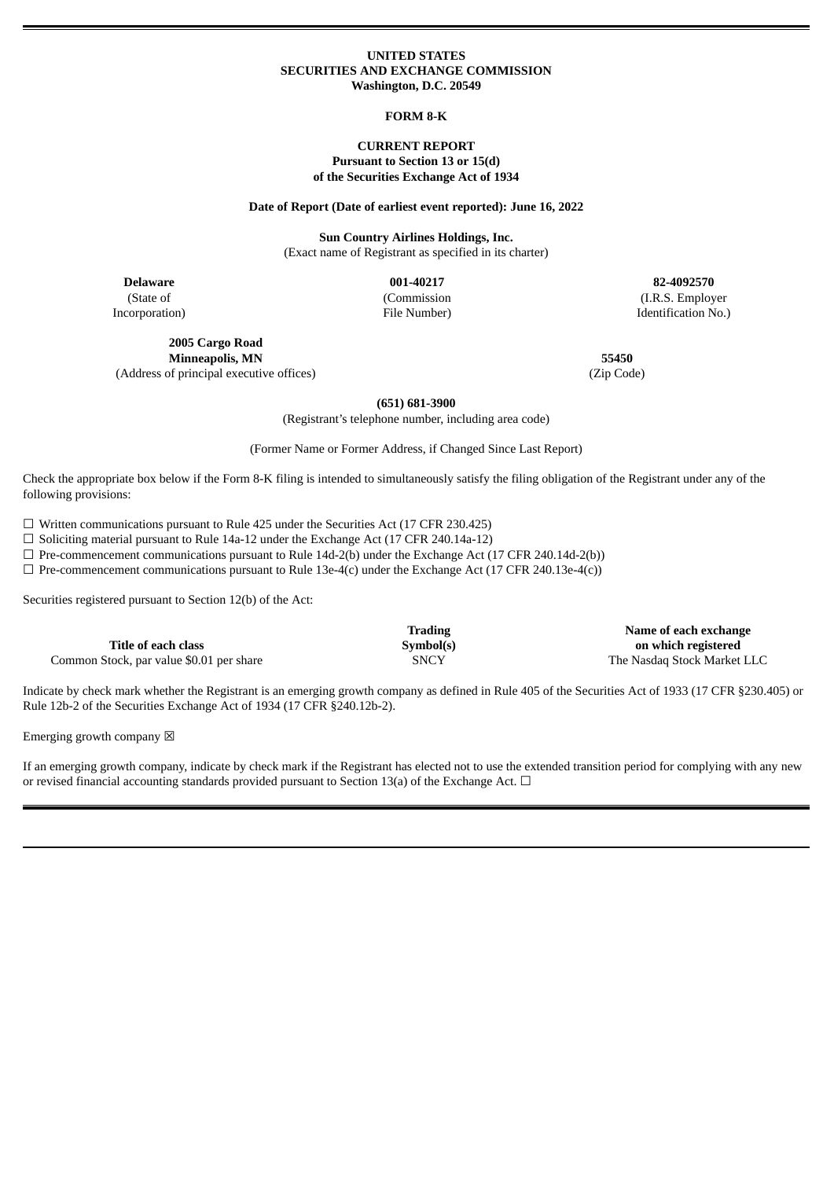**UNITED STATES**
**SECURITIES AND EXCHANGE COMMISSION**
**Washington, D.C. 20549**

**FORM 8-K**

**CURRENT REPORT**
**Pursuant to Section 13 or 15(d)**
**of the Securities Exchange Act of 1934**

**Date of Report (Date of earliest event reported): June 16, 2022**

**Sun Country Airlines Holdings, Inc.**
(Exact name of Registrant as specified in its charter)

| **Delaware** | **001-40217** | **82-4092570** |
|---|---|---|
| (State of Incorporation) | (Commission File Number) | (I.R.S. Employer Identification No.) |

| **2005 Cargo Road Minneapolis, MN** | **55450** |
|---|---|
| (Address of principal executive offices) | (Zip Code) |

**(651) 681-3900**
(Registrant's telephone number, including area code)

(Former Name or Former Address, if Changed Since Last Report)

Check the appropriate box below if the Form 8-K filing is intended to simultaneously satisfy the filing obligation of the Registrant under any of the following provisions:

☐ Written communications pursuant to Rule 425 under the Securities Act (17 CFR 230.425)
☐ Soliciting material pursuant to Rule 14a-12 under the Exchange Act (17 CFR 240.14a-12)
☐ Pre-commencement communications pursuant to Rule 14d-2(b) under the Exchange Act (17 CFR 240.14d-2(b))
☐ Pre-commencement communications pursuant to Rule 13e-4(c) under the Exchange Act (17 CFR 240.13e-4(c))

Securities registered pursuant to Section 12(b) of the Act:

| Title of each class | Trading Symbol(s) | Name of each exchange on which registered |
|---|---|---|
| Common Stock, par value $0.01 per share | SNCY | The Nasdaq Stock Market LLC |

Indicate by check mark whether the Registrant is an emerging growth company as defined in Rule 405 of the Securities Act of 1933 (17 CFR §230.405) or Rule 12b-2 of the Securities Exchange Act of 1934 (17 CFR §240.12b-2).

Emerging growth company ☒

If an emerging growth company, indicate by check mark if the Registrant has elected not to use the extended transition period for complying with any new or revised financial accounting standards provided pursuant to Section 13(a) of the Exchange Act. ☐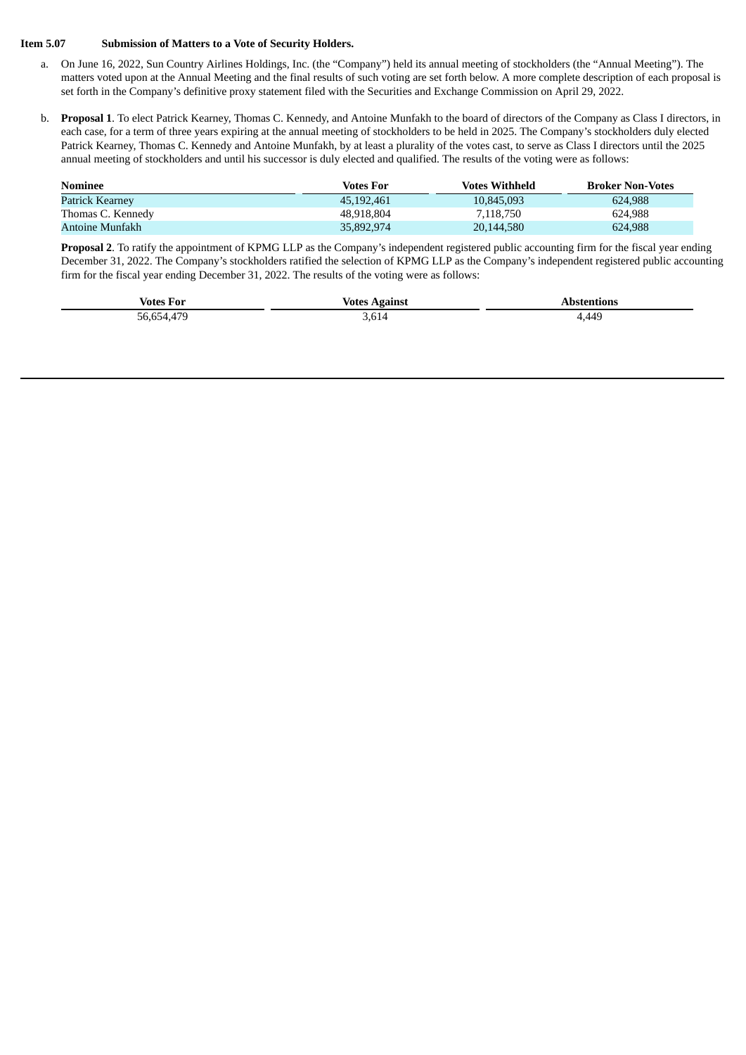**Item 5.07 Submission of Matters to a Vote of Security Holders.**

a. On June 16, 2022, Sun Country Airlines Holdings, Inc. (the "Company") held its annual meeting of stockholders (the "Annual Meeting"). The matters voted upon at the Annual Meeting and the final results of such voting are set forth below. A more complete description of each proposal is set forth in the Company's definitive proxy statement filed with the Securities and Exchange Commission on April 29, 2022.

b. **Proposal 1**. To elect Patrick Kearney, Thomas C. Kennedy, and Antoine Munfakh to the board of directors of the Company as Class I directors, in each case, for a term of three years expiring at the annual meeting of stockholders to be held in 2025. The Company's stockholders duly elected Patrick Kearney, Thomas C. Kennedy and Antoine Munfakh, by at least a plurality of the votes cast, to serve as Class I directors until the 2025 annual meeting of stockholders and until his successor is duly elected and qualified. The results of the voting were as follows:

| Nominee | Votes For | Votes Withheld | Broker Non-Votes |
|---|---|---|---|
| Patrick Kearney | 45,192,461 | 10,845,093 | 624,988 |
| Thomas C. Kennedy | 48,918,804 | 7,118,750 | 624,988 |
| Antoine Munfakh | 35,892,974 | 20,144,580 | 624,988 |

**Proposal 2**. To ratify the appointment of KPMG LLP as the Company's independent registered public accounting firm for the fiscal year ending December 31, 2022. The Company's stockholders ratified the selection of KPMG LLP as the Company's independent registered public accounting firm for the fiscal year ending December 31, 2022. The results of the voting were as follows:

| Votes For | Votes Against | Abstentions |
|---|---|---|
| 56,654,479 | 3,614 | 4,449 |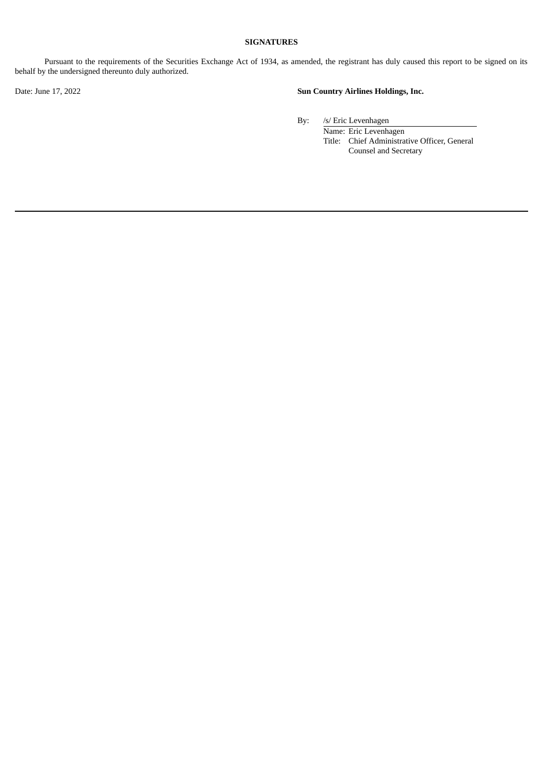**SIGNATURES**

Pursuant to the requirements of the Securities Exchange Act of 1934, as amended, the registrant has duly caused this report to be signed on its behalf by the undersigned thereunto duly authorized.

Date: June 17, 2022

**Sun Country Airlines Holdings, Inc.**

By: /s/ Eric Levenhagen
Name: Eric Levenhagen
Title: Chief Administrative Officer, General Counsel and Secretary